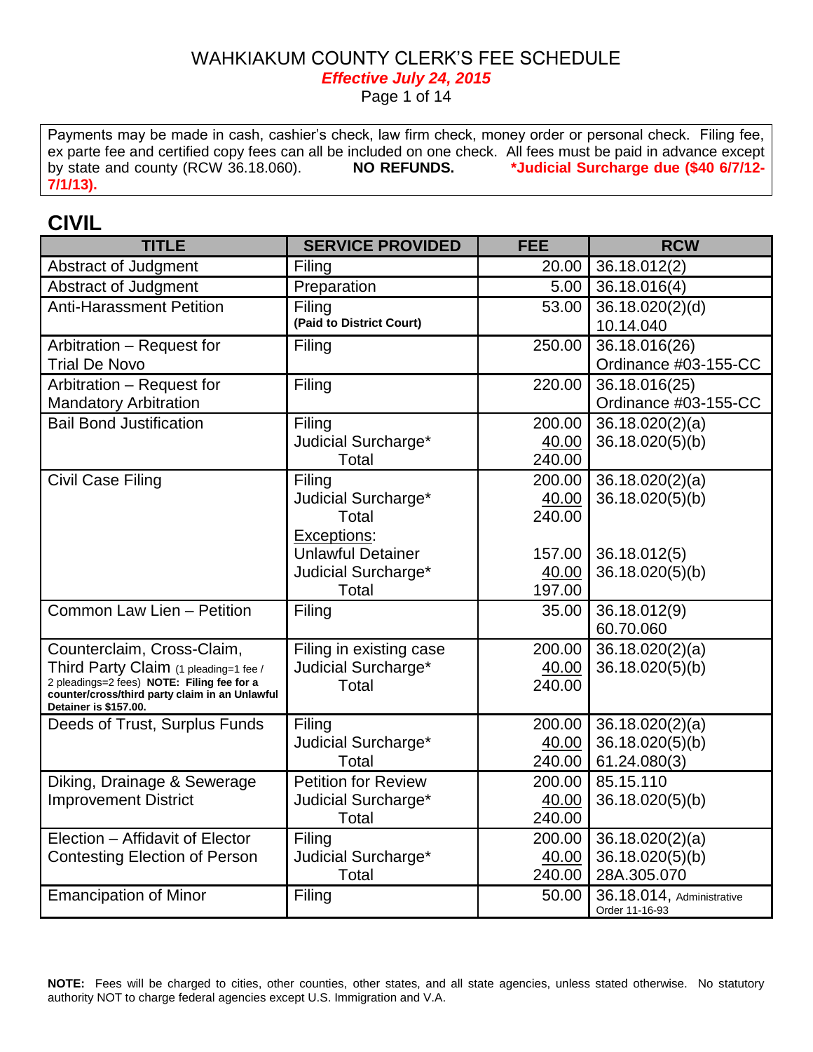# WAHKIAKUM COUNTY CLERK'S FEE SCHEDULE

***Effective July 24, 2015***

Payments may be made in cash, cashier's check, law firm check, money order or personal check. Filing fee, ex parte fee and certified copy fees can all be included on one check. All fees must be paid in advance except by state and county (RCW 36.18.060). **NO REFUNDS.** ***Judicial Surcharge due ($40 6/7/12-7/1/13).**

## CIVIL

| TITLE | SERVICE PROVIDED | FEE | RCW |
|---|---|---|---|
| Abstract of Judgment | Filing | 20.00 | 36.18.012(2) |
| Abstract of Judgment | Preparation | 5.00 | 36.18.016(4) |
| Anti-Harassment Petition | Filing<br>**(Paid to District Court)** | 53.00 | 36.18.020(2)(d)<br>10.14.040 |
| Arbitration – Request for Trial De Novo | Filing | 250.00 | 36.18.016(26)<br>Ordinance #03-155-CC |
| Arbitration – Request for Mandatory Arbitration | Filing | 220.00 | 36.18.016(25)<br>Ordinance #03-155-CC |
| Bail Bond Justification | Filing<br>Judicial Surcharge*<br>Total | 200.00<br>40.00<br>240.00 | 36.18.020(2)(a)<br>36.18.020(5)(b) |
| Civil Case Filing | Filing<br>Judicial Surcharge*<br>Total<br>Exceptions:<br>Unlawful Detainer<br>Judicial Surcharge*<br>Total | 200.00<br>40.00<br>240.00<br><br>157.00<br>40.00<br>197.00 | 36.18.020(2)(a)<br>36.18.020(5)(b)<br><br><br>36.18.012(5)<br>36.18.020(5)(b) |
| Common Law Lien – Petition | Filing | 35.00 | 36.18.012(9)<br>60.70.060 |
| Counterclaim, Cross-Claim, Third Party Claim (1 pleading=1 fee / 2 pleadings=2 fees) **NOTE: Filing fee for a counter/cross/third party claim in an Unlawful Detainer is $157.00.** | Filing in existing case<br>Judicial Surcharge*<br>Total | 200.00<br>40.00<br>240.00 | 36.18.020(2)(a)<br>36.18.020(5)(b) |
| Deeds of Trust, Surplus Funds | Filing<br>Judicial Surcharge*<br>Total | 200.00<br>40.00<br>240.00 | 36.18.020(2)(a)<br>36.18.020(5)(b)<br>61.24.080(3) |
| Diking, Drainage & Sewerage Improvement District | Petition for Review<br>Judicial Surcharge*<br>Total | 200.00<br>40.00<br>240.00 | 85.15.110<br>36.18.020(5)(b) |
| Election – Affidavit of Elector Contesting Election of Person | Filing<br>Judicial Surcharge*<br>Total | 200.00<br>40.00<br>240.00 | 36.18.020(2)(a)<br>36.18.020(5)(b)<br>28A.305.070 |
| Emancipation of Minor | Filing | 50.00 | 36.18.014, Administrative Order 11-16-93 |

**NOTE:** Fees will be charged to cities, other counties, other states, and all state agencies, unless stated otherwise. No statutory authority NOT to charge federal agencies except U.S. Immigration and V.A.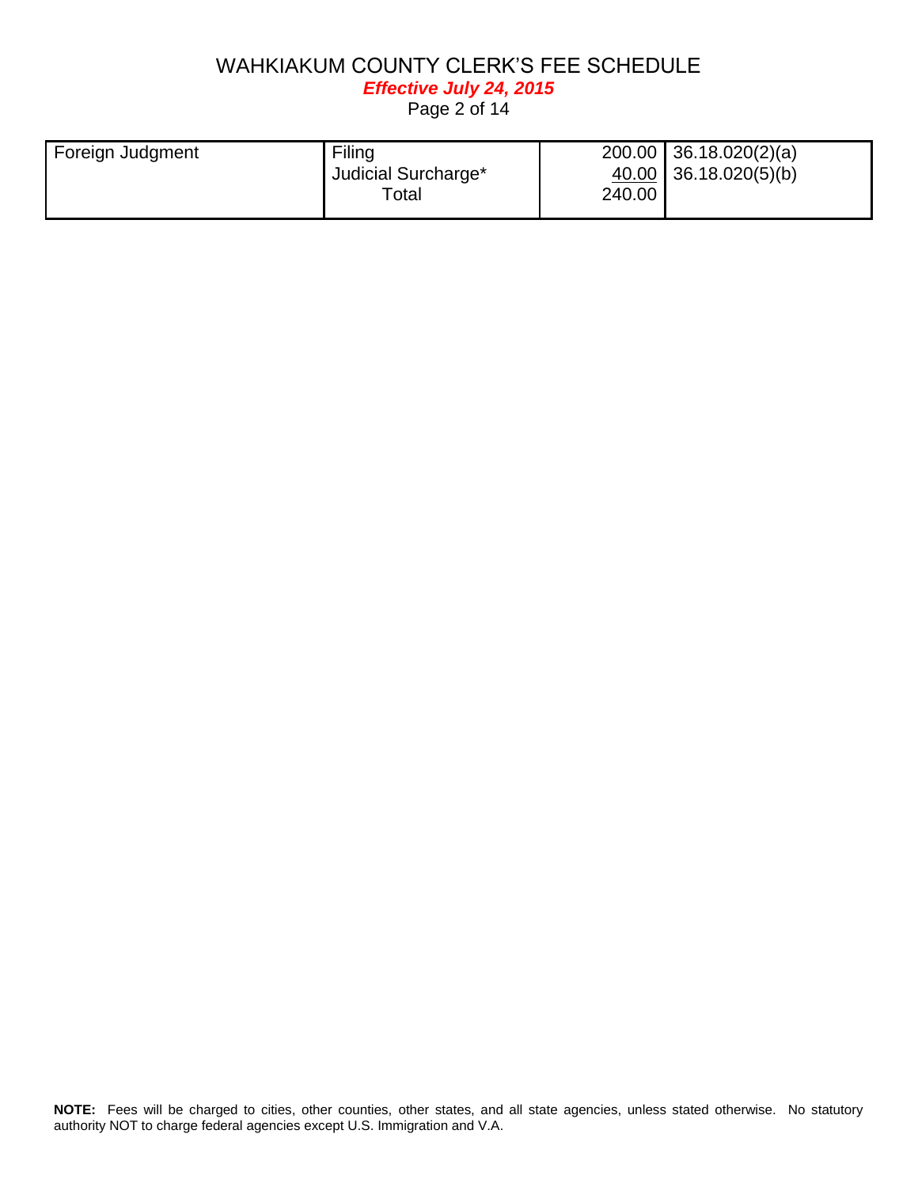| Foreign Judgment | Filing<br>Judicial Surcharge*<br>Total | 200.00<br>40.00<br>240.00 | 36.18.020(2)(a)<br>36.18.020(5)(b) |
|---|---|---|---|

**NOTE:** Fees will be charged to cities, other counties, other states, and all state agencies, unless stated otherwise. No statutory authority NOT to charge federal agencies except U.S. Immigration and V.A.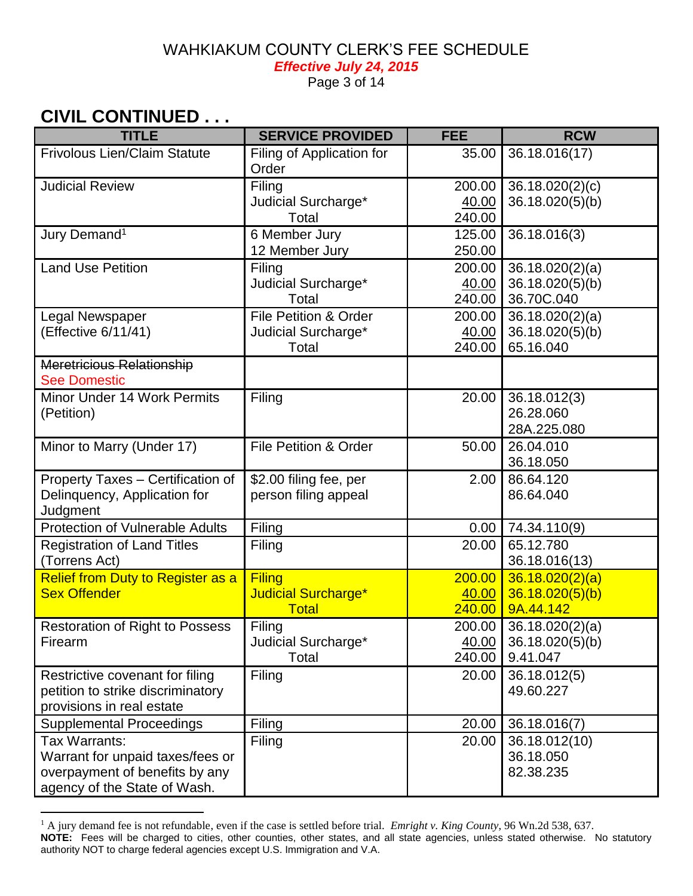# WAHKIAKUM COUNTY CLERK'S FEE SCHEDULE

***Effective July 24, 2015***

## CIVIL CONTINUED . . .

| TITLE | SERVICE PROVIDED | FEE | RCW |
|---|---|---|---|
| Frivolous Lien/Claim Statute | Filing of Application for Order | 35.00 | 36.18.016(17) |
| Judicial Review | Filing<br>Judicial Surcharge*<br>Total | 200.00<br>40.00<br>240.00 | 36.18.020(2)(c)<br>36.18.020(5)(b) |
| Jury Demand[1] | 6 Member Jury<br>12 Member Jury | 125.00<br>250.00 | 36.18.016(3) |
| Land Use Petition | Filing<br>Judicial Surcharge*<br>Total | 200.00<br>40.00<br>240.00 | 36.18.020(2)(a)<br>36.18.020(5)(b)<br>36.70C.040 |
| Legal Newspaper (Effective 6/11/41) | File Petition & Order<br>Judicial Surcharge*<br>Total | 200.00<br>40.00<br>240.00 | 36.18.020(2)(a)<br>36.18.020(5)(b)<br>65.16.040 |
| ~~Meretricious Relationship~~<br>See Domestic | | | |
| Minor Under 14 Work Permits (Petition) | Filing | 20.00 | 36.18.012(3)<br>26.28.060<br>28A.225.080 |
| Minor to Marry (Under 17) | File Petition & Order | 50.00 | 26.04.010<br>36.18.050 |
| Property Taxes – Certification of Delinquency, Application for Judgment | $2.00 filing fee, per person filing appeal | 2.00 | 86.64.120<br>86.64.040 |
| Protection of Vulnerable Adults | Filing | 0.00 | 74.34.110(9) |
| Registration of Land Titles (Torrens Act) | Filing | 20.00 | 65.12.780<br>36.18.016(13) |
| Relief from Duty to Register as a Sex Offender | Filing<br>Judicial Surcharge*<br>Total | 200.00<br>40.00<br>240.00 | 36.18.020(2)(a)<br>36.18.020(5)(b)<br>9A.44.142 |
| Restoration of Right to Possess Firearm | Filing<br>Judicial Surcharge*<br>Total | 200.00<br>40.00<br>240.00 | 36.18.020(2)(a)<br>36.18.020(5)(b)<br>9.41.047 |
| Restrictive covenant for filing petition to strike discriminatory provisions in real estate | Filing | 20.00 | 36.18.012(5)<br>49.60.227 |
| Supplemental Proceedings | Filing | 20.00 | 36.18.016(7) |
| Tax Warrants:<br>Warrant for unpaid taxes/fees or overpayment of benefits by any agency of the State of Wash. | Filing | 20.00 | 36.18.012(10)<br>36.18.050<br>82.38.235 |

[1] A jury demand fee is not refundable, even if the case is settled before trial. *Emright v. King County*, 96 Wn.2d 538, 637.

**NOTE:** Fees will be charged to cities, other counties, other states, and all state agencies, unless stated otherwise. No statutory authority NOT to charge federal agencies except U.S. Immigration and V.A.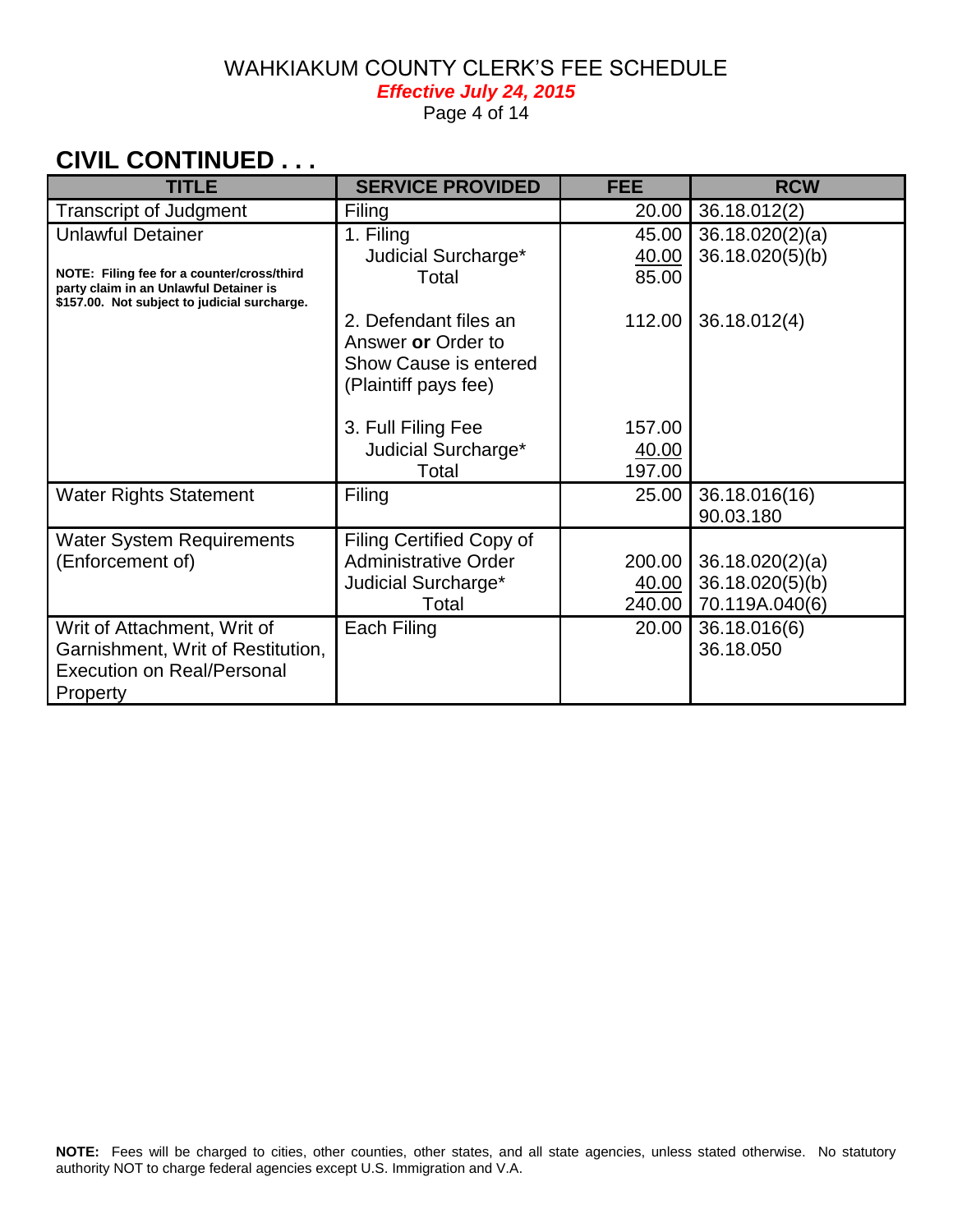WAHKIAKUM COUNTY CLERK'S FEE SCHEDULE

***Effective July 24, 2015***

## CIVIL CONTINUED . . .

| TITLE | SERVICE PROVIDED | FEE | RCW |
|---|---|---|---|
| Transcript of Judgment | Filing | 20.00 | 36.18.012(2) |
| Unlawful Detainer<br><br>**NOTE: Filing fee for a counter/cross/third party claim in an Unlawful Detainer is $157.00. Not subject to judicial surcharge.** | 1. Filing<br>Judicial Surcharge*<br>Total | 45.00<br>40.00<br>85.00 | 36.18.020(2)(a)<br>36.18.020(5)(b) |
| | 2. Defendant files an Answer **or** Order to Show Cause is entered (Plaintiff pays fee) | 112.00 | 36.18.012(4) |
| | 3. Full Filing Fee<br>Judicial Surcharge*<br>Total | 157.00<br>40.00<br>197.00 | |
| Water Rights Statement | Filing | 25.00 | 36.18.016(16)<br>90.03.180 |
| Water System Requirements (Enforcement of) | Filing Certified Copy of Administrative Order<br>Judicial Surcharge*<br>Total | 200.00<br>40.00<br>240.00 | 36.18.020(2)(a)<br>36.18.020(5)(b)<br>70.119A.040(6) |
| Writ of Attachment, Writ of Garnishment, Writ of Restitution, Execution on Real/Personal Property | Each Filing | 20.00 | 36.18.016(6)<br>36.18.050 |

**NOTE:** Fees will be charged to cities, other counties, other states, and all state agencies, unless stated otherwise. No statutory authority NOT to charge federal agencies except U.S. Immigration and V.A.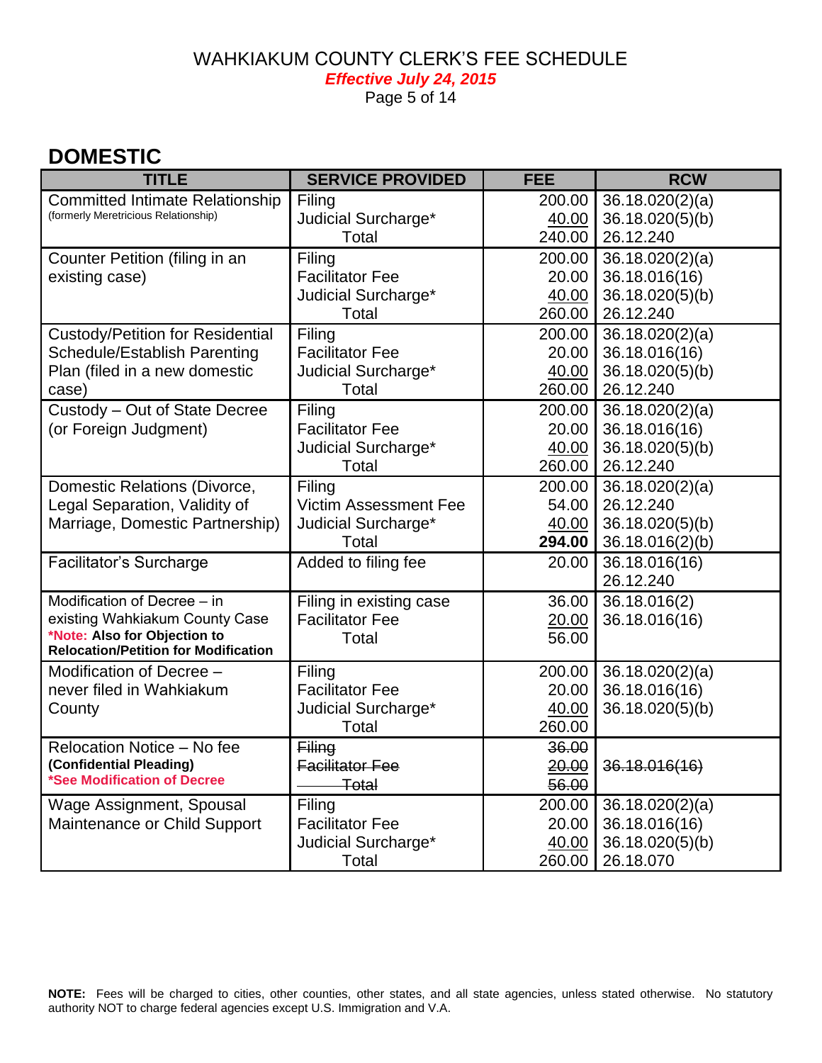WAHKIAKUM COUNTY CLERK'S FEE SCHEDULE

***Effective July 24, 2015***

## DOMESTIC

| TITLE | SERVICE PROVIDED | FEE | RCW |
|---|---|---|---|
| Committed Intimate Relationship (formerly Meretricious Relationship) | Filing<br>Judicial Surcharge*<br>Total | 200.00<br>40.00<br>240.00 | 36.18.020(2)(a)<br>36.18.020(5)(b)<br>26.12.240 |
| Counter Petition (filing in an existing case) | Filing<br>Facilitator Fee<br>Judicial Surcharge*<br>Total | 200.00<br>20.00<br>40.00<br>260.00 | 36.18.020(2)(a)<br>36.18.016(16)<br>36.18.020(5)(b)<br>26.12.240 |
| Custody/Petition for Residential Schedule/Establish Parenting Plan (filed in a new domestic case) | Filing<br>Facilitator Fee<br>Judicial Surcharge*<br>Total | 200.00<br>20.00<br>40.00<br>260.00 | 36.18.020(2)(a)<br>36.18.016(16)<br>36.18.020(5)(b)<br>26.12.240 |
| Custody – Out of State Decree (or Foreign Judgment) | Filing<br>Facilitator Fee<br>Judicial Surcharge*<br>Total | 200.00<br>20.00<br>40.00<br>260.00 | 36.18.020(2)(a)<br>36.18.016(16)<br>36.18.020(5)(b)<br>26.12.240 |
| Domestic Relations (Divorce, Legal Separation, Validity of Marriage, Domestic Partnership) | Filing<br>Victim Assessment Fee<br>Judicial Surcharge*<br>Total | 200.00<br>54.00<br>40.00<br>**294.00** | 36.18.020(2)(a)<br>26.12.240<br>36.18.020(5)(b)<br>36.18.016(2)(b) |
| Facilitator's Surcharge | Added to filing fee | 20.00 | 36.18.016(16)<br>26.12.240 |
| Modification of Decree – in existing Wahkiakum County Case<br>***Note:** Also for Objection to Relocation/Petition for Modification* | Filing in existing case<br>Facilitator Fee<br>Total | 36.00<br>20.00<br>56.00 | 36.18.016(2)<br>36.18.016(16) |
| Modification of Decree – never filed in Wahkiakum County | Filing<br>Facilitator Fee<br>Judicial Surcharge*<br>Total | 200.00<br>20.00<br>40.00<br>260.00 | 36.18.020(2)(a)<br>36.18.016(16)<br>36.18.020(5)(b) |
| Relocation Notice – No fee<br>**(Confidential Pleading)**<br>***See Modification of Decree** | ~~Filing~~<br>~~Facilitator Fee~~<br>~~Total~~ | ~~36.00~~<br>~~20.00~~<br>~~56.00~~ | ~~36.18.016(16)~~ |
| Wage Assignment, Spousal Maintenance or Child Support | Filing<br>Facilitator Fee<br>Judicial Surcharge*<br>Total | 200.00<br>20.00<br>40.00<br>260.00 | 36.18.020(2)(a)<br>36.18.016(16)<br>36.18.020(5)(b)<br>26.18.070 |

**NOTE:** Fees will be charged to cities, other counties, other states, and all state agencies, unless stated otherwise. No statutory authority NOT to charge federal agencies except U.S. Immigration and V.A.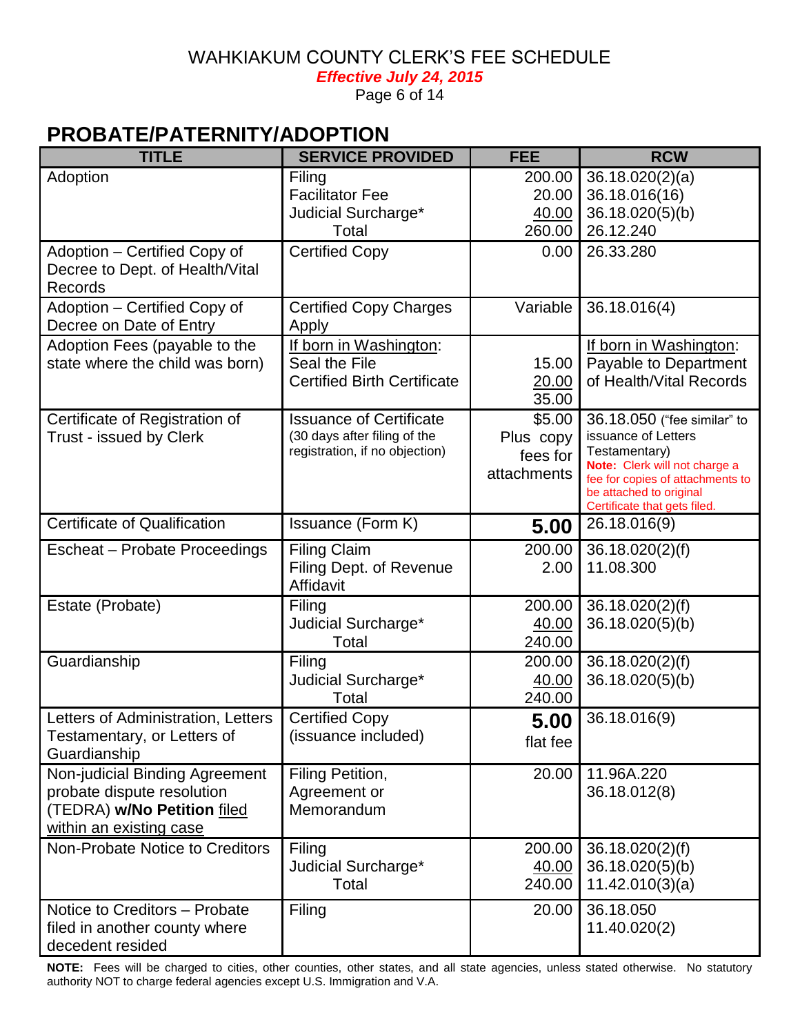# WAHKIAKUM COUNTY CLERK'S FEE SCHEDULE

***Effective July 24, 2015***

## PROBATE/PATERNITY/ADOPTION

| TITLE | SERVICE PROVIDED | FEE | RCW |
|---|---|---|---|
| Adoption | Filing<br>Facilitator Fee<br>Judicial Surcharge*<br>Total | 200.00<br>20.00<br>40.00<br>260.00 | 36.18.020(2)(a)<br>36.18.016(16)<br>36.18.020(5)(b)<br>26.12.240 |
| Adoption – Certified Copy of Decree to Dept. of Health/Vital Records | Certified Copy | 0.00 | 26.33.280 |
| Adoption – Certified Copy of Decree on Date of Entry | Certified Copy Charges Apply | Variable | 36.18.016(4) |
| Adoption Fees (payable to the state where the child was born) | If born in Washington:<br>Seal the File<br>Certified Birth Certificate | <br>15.00<br>20.00<br>35.00 | If born in Washington:<br>Payable to Department of Health/Vital Records |
| Certificate of Registration of Trust - issued by Clerk | Issuance of Certificate (30 days after filing of the registration, if no objection) | $5.00 Plus copy fees for attachments | 36.18.050 ("fee similar" to issuance of Letters Testamentary)<br>**Note:** Clerk will not charge a fee for copies of attachments to be attached to original Certificate that gets filed. |
| Certificate of Qualification | Issuance (Form K) | **5.00** | 26.18.016(9) |
| Escheat – Probate Proceedings | Filing Claim<br>Filing Dept. of Revenue Affidavit | 200.00<br>2.00 | 36.18.020(2)(f)<br>11.08.300 |
| Estate (Probate) | Filing<br>Judicial Surcharge*<br>Total | 200.00<br>40.00<br>240.00 | 36.18.020(2)(f)<br>36.18.020(5)(b) |
| Guardianship | Filing<br>Judicial Surcharge*<br>Total | 200.00<br>40.00<br>240.00 | 36.18.020(2)(f)<br>36.18.020(5)(b) |
| Letters of Administration, Letters Testamentary, or Letters of Guardianship | Certified Copy (issuance included) | **5.00** flat fee | 36.18.016(9) |
| Non-judicial Binding Agreement probate dispute resolution (TEDRA) **w/No Petition** filed within an existing case | Filing Petition, Agreement or Memorandum | 20.00 | 11.96A.220<br>36.18.012(8) |
| Non-Probate Notice to Creditors | Filing<br>Judicial Surcharge*<br>Total | 200.00<br>40.00<br>240.00 | 36.18.020(2)(f)<br>36.18.020(5)(b)<br>11.42.010(3)(a) |
| Notice to Creditors – Probate filed in another county where decedent resided | Filing | 20.00 | 36.18.050<br>11.40.020(2) |

**NOTE:** Fees will be charged to cities, other counties, other states, and all state agencies, unless stated otherwise. No statutory authority NOT to charge federal agencies except U.S. Immigration and V.A.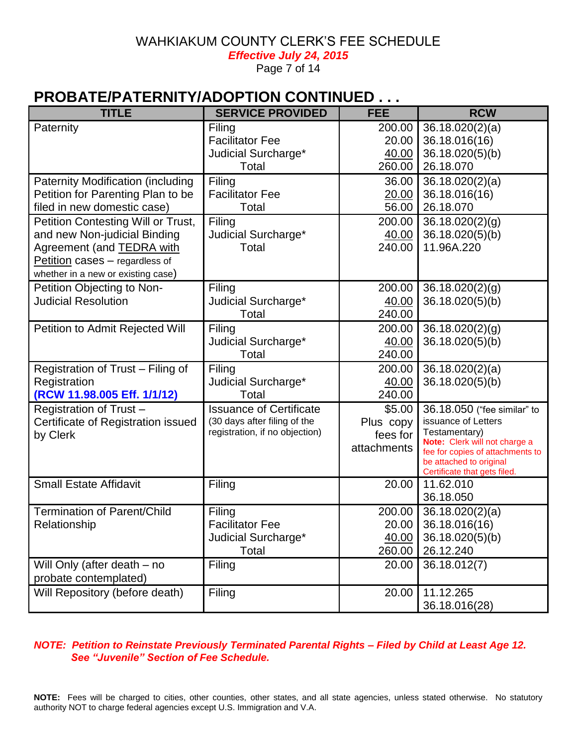WAHKIAKUM COUNTY CLERK'S FEE SCHEDULE

***Effective July 24, 2015***

## PROBATE/PATERNITY/ADOPTION CONTINUED . . .

| TITLE | SERVICE PROVIDED | FEE | RCW |
|---|---|---|---|
| Paternity | Filing<br>Facilitator Fee<br>Judicial Surcharge*<br>Total | 200.00<br>20.00<br>40.00<br>260.00 | 36.18.020(2)(a)<br>36.18.016(16)<br>36.18.020(5)(b)<br>26.18.070 |
| Paternity Modification (including Petition for Parenting Plan to be filed in new domestic case) | Filing<br>Facilitator Fee<br>Total | 36.00<br>20.00<br>56.00 | 36.18.020(2)(a)<br>36.18.016(16)<br>26.18.070 |
| Petition Contesting Will or Trust, and new Non-judicial Binding Agreement (and TEDRA with Petition cases – regardless of whether in a new or existing case) | Filing<br>Judicial Surcharge*<br>Total | 200.00<br>40.00<br>240.00 | 36.18.020(2)(g)<br>36.18.020(5)(b)<br>11.96A.220 |
| Petition Objecting to Non-Judicial Resolution | Filing<br>Judicial Surcharge*<br>Total | 200.00<br>40.00<br>240.00 | 36.18.020(2)(g)<br>36.18.020(5)(b) |
| Petition to Admit Rejected Will | Filing<br>Judicial Surcharge*<br>Total | 200.00<br>40.00<br>240.00 | 36.18.020(2)(g)<br>36.18.020(5)(b) |
| Registration of Trust – Filing of Registration<br>**(RCW 11.98.005 Eff. 1/1/12)** | Filing<br>Judicial Surcharge*<br>Total | 200.00<br>40.00<br>240.00 | 36.18.020(2)(a)<br>36.18.020(5)(b) |
| Registration of Trust – Certificate of Registration issued by Clerk | Issuance of Certificate<br>(30 days after filing of the registration, if no objection) | $5.00<br>Plus copy fees for attachments | 36.18.050 ("fee similar" to issuance of Letters Testamentary)<br>**Note:** Clerk will not charge a fee for copies of attachments to be attached to original Certificate that gets filed. |
| Small Estate Affidavit | Filing | 20.00 | 11.62.010<br>36.18.050 |
| Termination of Parent/Child Relationship | Filing<br>Facilitator Fee<br>Judicial Surcharge*<br>Total | 200.00<br>20.00<br>40.00<br>260.00 | 36.18.020(2)(a)<br>36.18.016(16)<br>36.18.020(5)(b)<br>26.12.240 |
| Will Only (after death – no probate contemplated) | Filing | 20.00 | 36.18.012(7) |
| Will Repository (before death) | Filing | 20.00 | 11.12.265<br>36.18.016(28) |

***NOTE: Petition to Reinstate Previously Terminated Parental Rights – Filed by Child at Least Age 12. See "Juvenile" Section of Fee Schedule.***

**NOTE:** Fees will be charged to cities, other counties, other states, and all state agencies, unless stated otherwise. No statutory authority NOT to charge federal agencies except U.S. Immigration and V.A.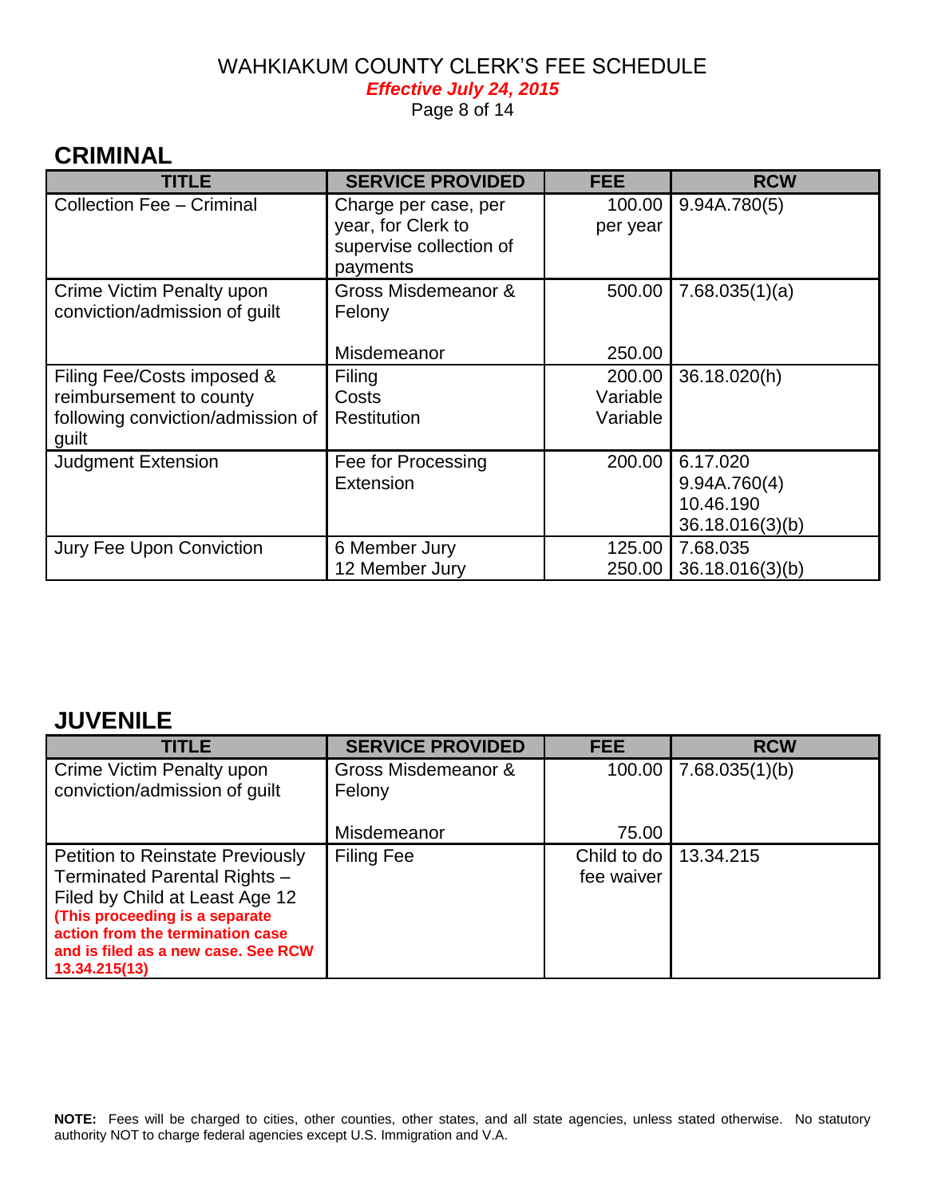WAHKIAKUM COUNTY CLERK'S FEE SCHEDULE

***Effective July 24, 2015***

## CRIMINAL

| TITLE | SERVICE PROVIDED | FEE | RCW |
|---|---|---|---|
| Collection Fee – Criminal | Charge per case, per year, for Clerk to supervise collection of payments | 100.00 per year | 9.94A.780(5) |
| Crime Victim Penalty upon conviction/admission of guilt | Gross Misdemeanor & Felony<br><br>Misdemeanor | 500.00<br><br>250.00 | 7.68.035(1)(a) |
| Filing Fee/Costs imposed & reimbursement to county following conviction/admission of guilt | Filing<br>Costs<br>Restitution | 200.00<br>Variable<br>Variable | 36.18.020(h) |
| Judgment Extension | Fee for Processing Extension | 200.00 | 6.17.020<br>9.94A.760(4)<br>10.46.190<br>36.18.016(3)(b) |
| Jury Fee Upon Conviction | 6 Member Jury<br>12 Member Jury | 125.00<br>250.00 | 7.68.035<br>36.18.016(3)(b) |

## JUVENILE

| TITLE | SERVICE PROVIDED | FEE | RCW |
|---|---|---|---|
| Crime Victim Penalty upon conviction/admission of guilt | Gross Misdemeanor & Felony<br><br>Misdemeanor | 100.00<br><br>75.00 | 7.68.035(1)(b) |
| Petition to Reinstate Previously Terminated Parental Rights – Filed by Child at Least Age 12<br>**(This proceeding is a separate action from the termination case and is filed as a new case. See RCW 13.34.215(13)** | Filing Fee | Child to do fee waiver | 13.34.215 |

**NOTE:** Fees will be charged to cities, other counties, other states, and all state agencies, unless stated otherwise. No statutory authority NOT to charge federal agencies except U.S. Immigration and V.A.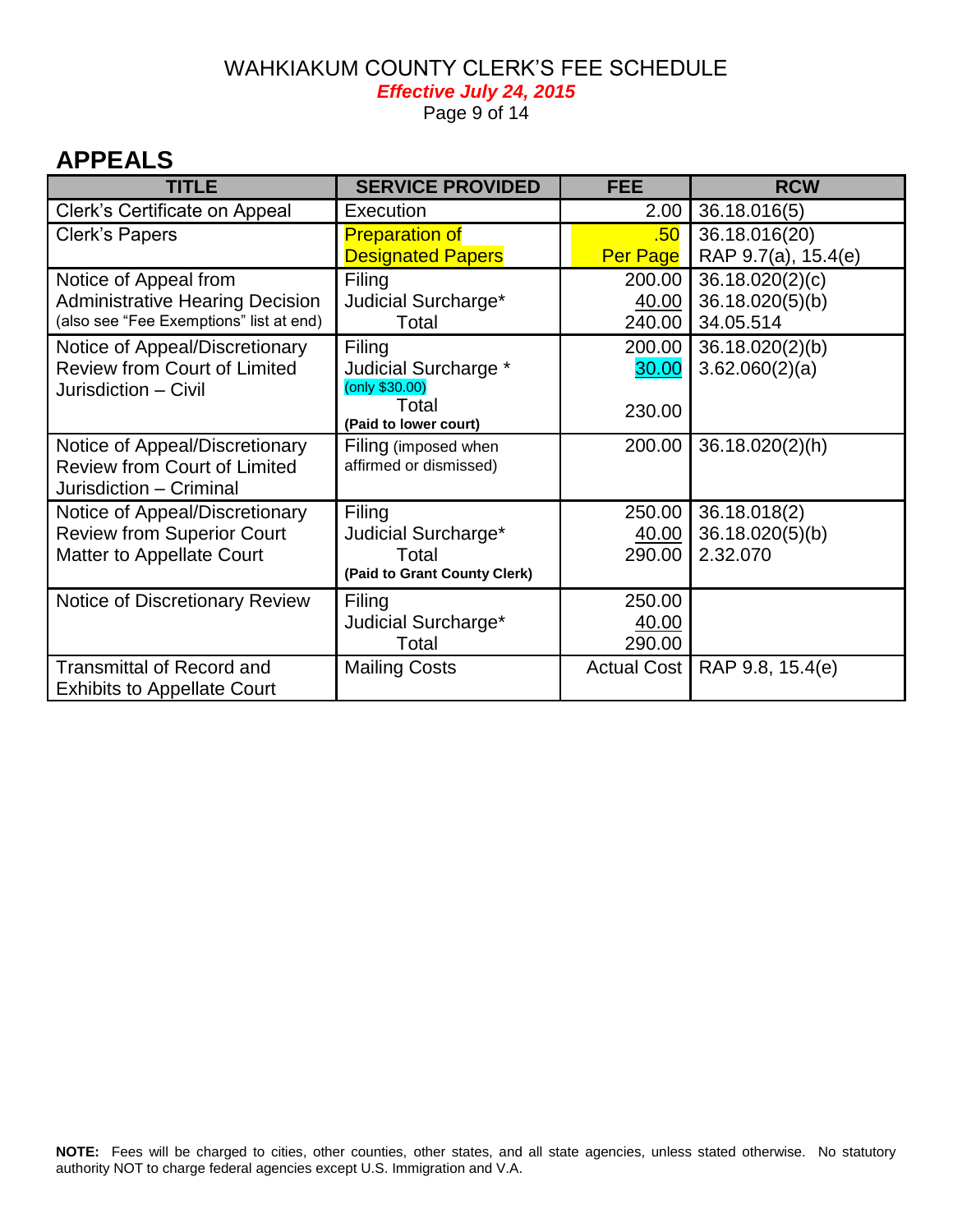# WAHKIAKUM COUNTY CLERK'S FEE SCHEDULE

***Effective July 24, 2015***

## APPEALS

| TITLE | SERVICE PROVIDED | FEE | RCW |
|---|---|---|---|
| Clerk's Certificate on Appeal | Execution | 2.00 | 36.18.016(5) |
| Clerk's Papers | Preparation of Designated Papers | .50 Per Page | 36.18.016(20) RAP 9.7(a), 15.4(e) |
| Notice of Appeal from Administrative Hearing Decision (also see "Fee Exemptions" list at end) | Filing<br>Judicial Surcharge*<br>Total | 200.00<br>40.00<br>240.00 | 36.18.020(2)(c)<br>36.18.020(5)(b)<br>34.05.514 |
| Notice of Appeal/Discretionary Review from Court of Limited Jurisdiction – Civil | Filing<br>Judicial Surcharge * (only $30.00)<br>Total<br>**(Paid to lower court)** | 200.00<br>30.00<br>230.00 | 36.18.020(2)(b)<br>3.62.060(2)(a) |
| Notice of Appeal/Discretionary Review from Court of Limited Jurisdiction – Criminal | Filing (imposed when affirmed or dismissed) | 200.00 | 36.18.020(2)(h) |
| Notice of Appeal/Discretionary Review from Superior Court Matter to Appellate Court | Filing<br>Judicial Surcharge*<br>Total<br>**(Paid to Grant County Clerk)** | 250.00<br>40.00<br>290.00 | 36.18.018(2)<br>36.18.020(5)(b)<br>2.32.070 |
| Notice of Discretionary Review | Filing<br>Judicial Surcharge*<br>Total | 250.00<br>40.00<br>290.00 | |
| Transmittal of Record and Exhibits to Appellate Court | Mailing Costs | Actual Cost | RAP 9.8, 15.4(e) |

**NOTE:** Fees will be charged to cities, other counties, other states, and all state agencies, unless stated otherwise. No statutory authority NOT to charge federal agencies except U.S. Immigration and V.A.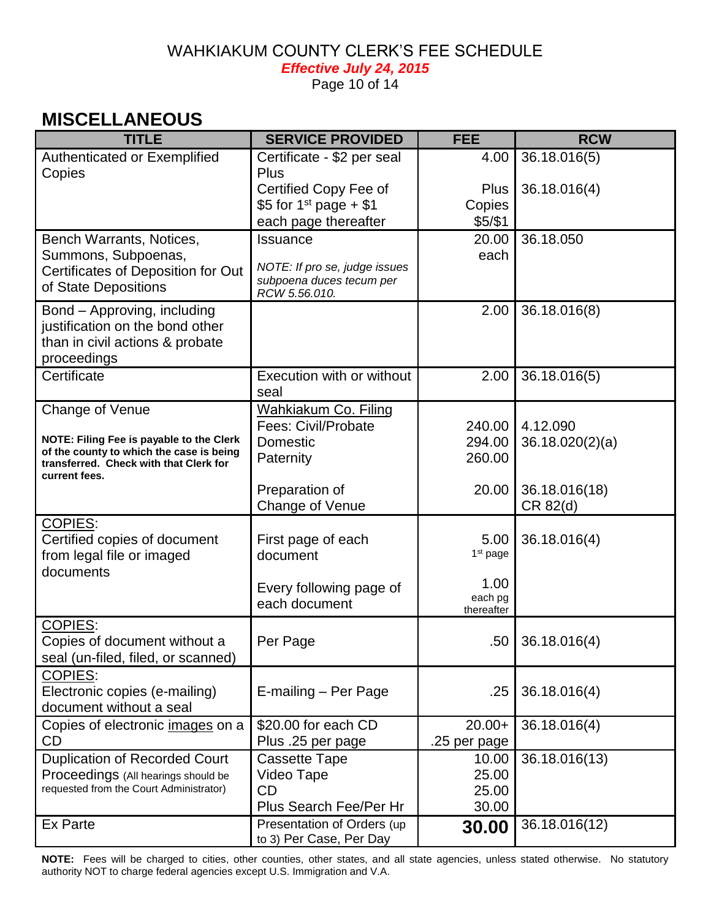WAHKIAKUM COUNTY CLERK'S FEE SCHEDULE

***Effective July 24, 2015***

## MISCELLANEOUS

| TITLE | SERVICE PROVIDED | FEE | RCW |
|---|---|---|---|
| Authenticated or Exemplified Copies | Certificate - $2 per seal Plus<br>Certified Copy Fee of $5 for 1st page + $1 each page thereafter | 4.00<br>Plus Copies $5/$1 | 36.18.016(5)<br>36.18.016(4) |
| Bench Warrants, Notices, Summons, Subpoenas, Certificates of Deposition for Out of State Depositions | Issuance<br>*NOTE: If pro se, judge issues subpoena duces tecum per RCW 5.56.010.* | 20.00 each | 36.18.050 |
| Bond – Approving, including justification on the bond other than in civil actions & probate proceedings | | 2.00 | 36.18.016(8) |
| Certificate | Execution with or without seal | 2.00 | 36.18.016(5) |
| Change of Venue<br>**NOTE: Filing Fee is payable to the Clerk of the county to which the case is being transferred. Check with that Clerk for current fees.** | Wahkiakum Co. Filing Fees: Civil/Probate<br>Domestic<br>Paternity<br>Preparation of Change of Venue | 240.00<br>294.00<br>260.00<br>20.00 | 4.12.090<br>36.18.020(2)(a)<br><br>36.18.016(18)<br>CR 82(d) |
| COPIES:<br>Certified copies of document from legal file or imaged documents | First page of each document<br>Every following page of each document | 5.00 1st page<br>1.00 each pg thereafter | 36.18.016(4) |
| COPIES:<br>Copies of document without a seal (un-filed, filed, or scanned) | Per Page | .50 | 36.18.016(4) |
| COPIES:<br>Electronic copies (e-mailing) document without a seal | E-mailing – Per Page | .25 | 36.18.016(4) |
| Copies of electronic images on a CD | $20.00 for each CD Plus .25 per page | 20.00+ .25 per page | 36.18.016(4) |
| Duplication of Recorded Court Proceedings (All hearings should be requested from the Court Administrator) | Cassette Tape<br>Video Tape<br>CD<br>Plus Search Fee/Per Hr | 10.00<br>25.00<br>25.00<br>30.00 | 36.18.016(13) |
| Ex Parte | Presentation of Orders (up to 3) Per Case, Per Day | **30.00** | 36.18.016(12) |

**NOTE:** Fees will be charged to cities, other counties, other states, and all state agencies, unless stated otherwise. No statutory authority NOT to charge federal agencies except U.S. Immigration and V.A.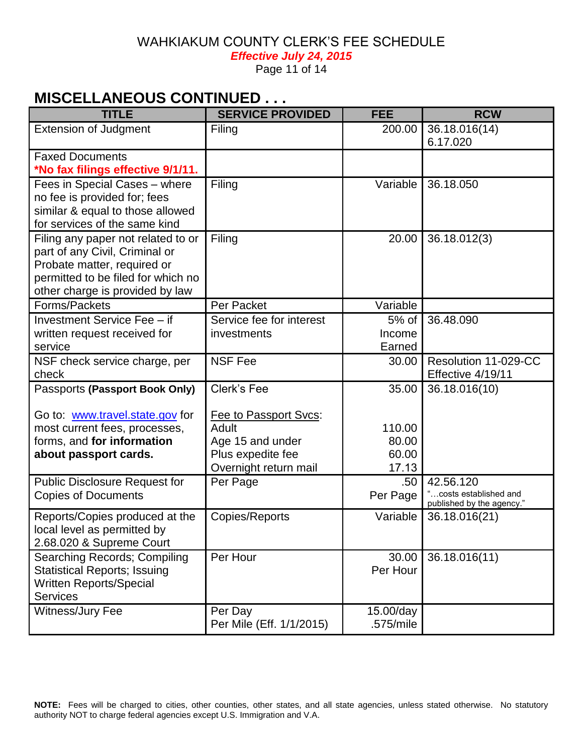WAHKIAKUM COUNTY CLERK'S FEE SCHEDULE

***Effective July 24, 2015***

## MISCELLANEOUS CONTINUED . . .

| TITLE | SERVICE PROVIDED | FEE | RCW |
|---|---|---|---|
| Extension of Judgment | Filing | 200.00 | 36.18.016(14) 6.17.020 |
| Faxed Documents **\*No fax filings effective 9/1/11.** | | | |
| Fees in Special Cases – where no fee is provided for; fees similar & equal to those allowed for services of the same kind | Filing | Variable | 36.18.050 |
| Filing any paper not related to or part of any Civil, Criminal or Probate matter, required or permitted to be filed for which no other charge is provided by law | Filing | 20.00 | 36.18.012(3) |
| Forms/Packets | Per Packet | Variable | |
| Investment Service Fee – if written request received for service | Service fee for interest investments | 5% of Income Earned | 36.48.090 |
| NSF check service charge, per check | NSF Fee | 30.00 | Resolution 11-029-CC Effective 4/19/11 |
| Passports **(Passport Book Only)**<br><br>Go to: www.travel.state.gov for most current fees, processes, forms, and **for information about passport cards.** | Clerk's Fee<br><br>Fee to Passport Svcs:<br>Adult<br>Age 15 and under<br>Plus expedite fee<br>Overnight return mail | 35.00<br><br><br>110.00<br>80.00<br>60.00<br>17.13 | 36.18.016(10) |
| Public Disclosure Request for Copies of Documents | Per Page | .50 Per Page | 42.56.120 "…costs established and published by the agency." |
| Reports/Copies produced at the local level as permitted by 2.68.020 & Supreme Court | Copies/Reports | Variable | 36.18.016(21) |
| Searching Records; Compiling Statistical Reports; Issuing Written Reports/Special Services | Per Hour | 30.00 Per Hour | 36.18.016(11) |
| Witness/Jury Fee | Per Day<br>Per Mile (Eff. 1/1/2015) | 15.00/day<br>.575/mile | |

**NOTE:** Fees will be charged to cities, other counties, other states, and all state agencies, unless stated otherwise. No statutory authority NOT to charge federal agencies except U.S. Immigration and V.A.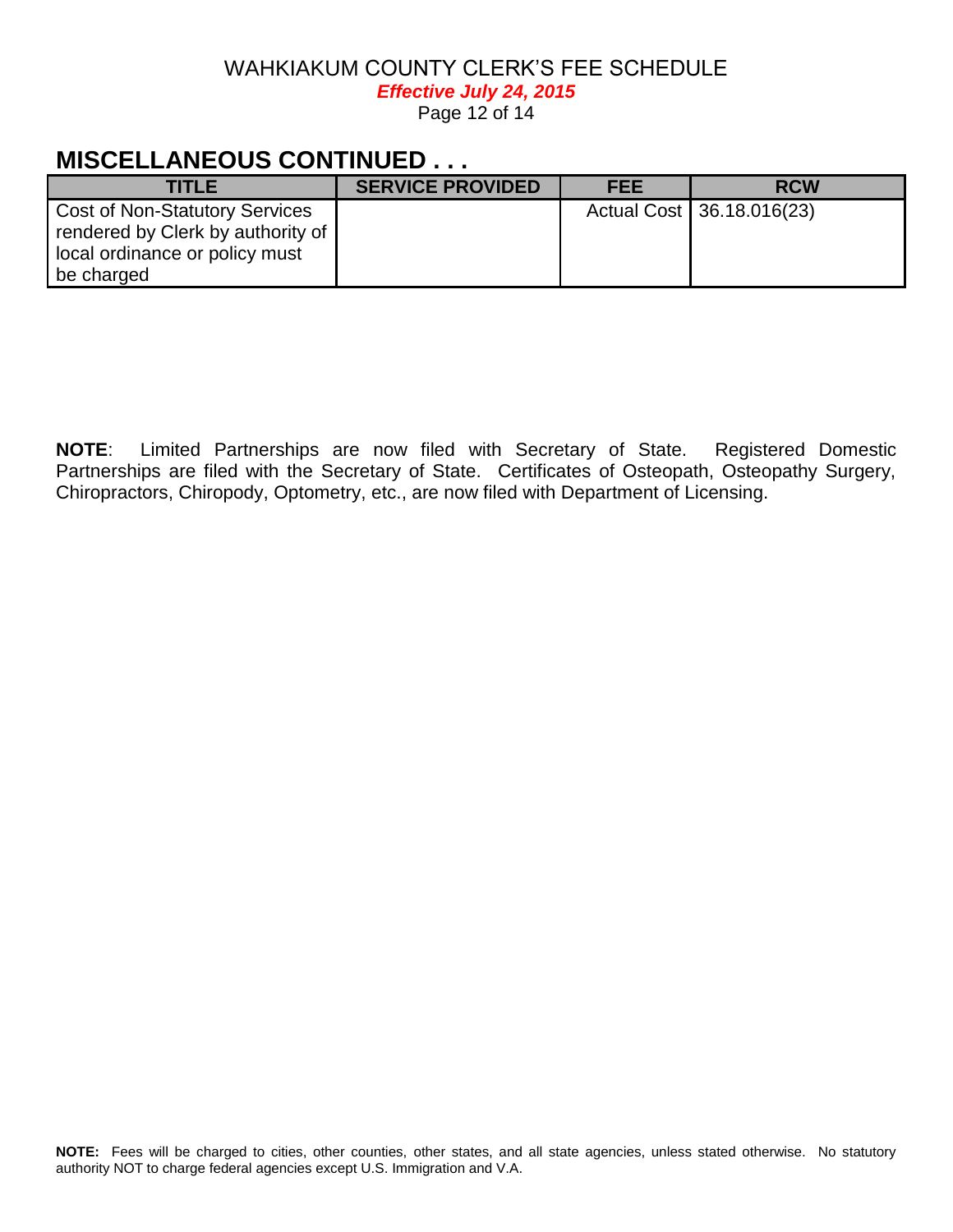## MISCELLANEOUS CONTINUED . . .

| TITLE | SERVICE PROVIDED | FEE | RCW |
|---|---|---|---|
| Cost of Non-Statutory Services rendered by Clerk by authority of local ordinance or policy must be charged | | Actual Cost | 36.18.016(23) |

**NOTE**: Limited Partnerships are now filed with Secretary of State. Registered Domestic Partnerships are filed with the Secretary of State. Certificates of Osteopath, Osteopathy Surgery, Chiropractors, Chiropody, Optometry, etc., are now filed with Department of Licensing.

**NOTE:** Fees will be charged to cities, other counties, other states, and all state agencies, unless stated otherwise. No statutory authority NOT to charge federal agencies except U.S. Immigration and V.A.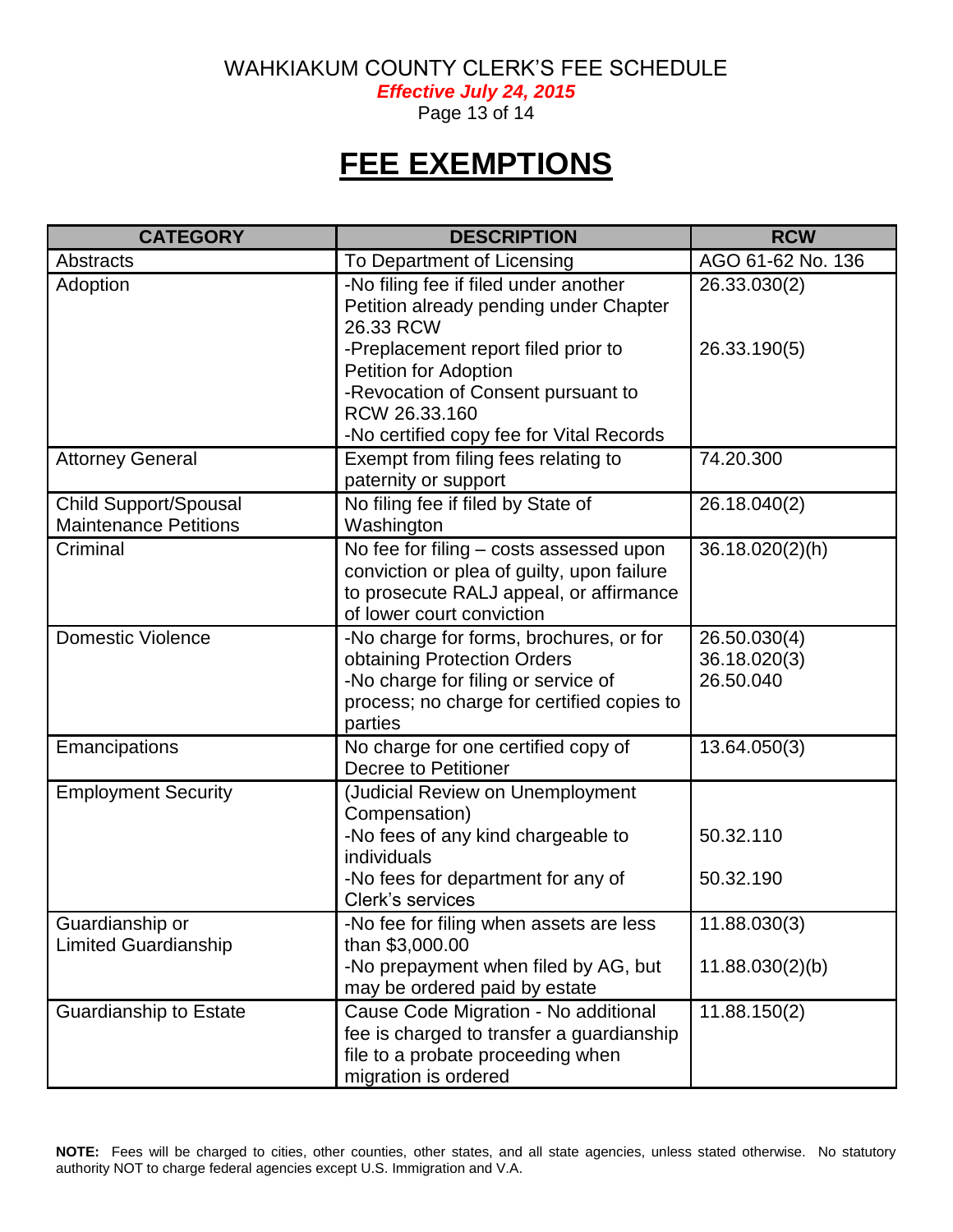# FEE EXEMPTIONS

| CATEGORY | DESCRIPTION | RCW |
|---|---|---|
| Abstracts | To Department of Licensing | AGO 61-62 No. 136 |
| Adoption | -No filing fee if filed under another Petition already pending under Chapter 26.33 RCW<br>-Preplacement report filed prior to Petition for Adoption<br>-Revocation of Consent pursuant to RCW 26.33.160<br>-No certified copy fee for Vital Records | 26.33.030(2)<br><br>26.33.190(5) |
| Attorney General | Exempt from filing fees relating to paternity or support | 74.20.300 |
| Child Support/Spousal Maintenance Petitions | No filing fee if filed by State of Washington | 26.18.040(2) |
| Criminal | No fee for filing – costs assessed upon conviction or plea of guilty, upon failure to prosecute RALJ appeal, or affirmance of lower court conviction | 36.18.020(2)(h) |
| Domestic Violence | -No charge for forms, brochures, or for obtaining Protection Orders<br>-No charge for filing or service of process; no charge for certified copies to parties | 26.50.030(4)<br>36.18.020(3)<br>26.50.040 |
| Emancipations | No charge for one certified copy of Decree to Petitioner | 13.64.050(3) |
| Employment Security | (Judicial Review on Unemployment Compensation)<br>-No fees of any kind chargeable to individuals<br>-No fees for department for any of Clerk's services | <br>50.32.110<br><br>50.32.190 |
| Guardianship or Limited Guardianship | -No fee for filing when assets are less than $3,000.00<br>-No prepayment when filed by AG, but may be ordered paid by estate | 11.88.030(3)<br><br>11.88.030(2)(b) |
| Guardianship to Estate | Cause Code Migration - No additional fee is charged to transfer a guardianship file to a probate proceeding when migration is ordered | 11.88.150(2) |

**NOTE:** Fees will be charged to cities, other counties, other states, and all state agencies, unless stated otherwise. No statutory authority NOT to charge federal agencies except U.S. Immigration and V.A.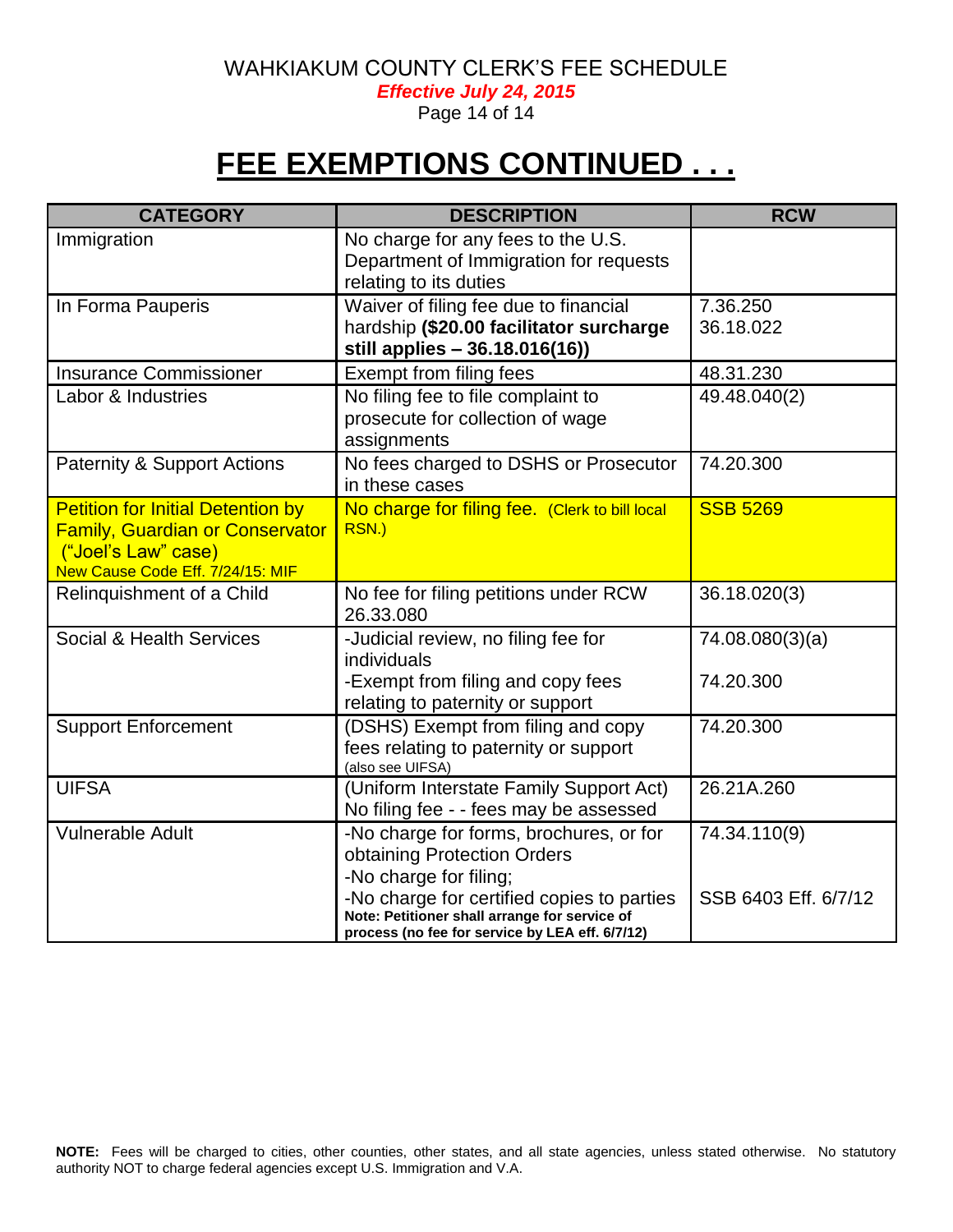# FEE EXEMPTIONS CONTINUED . . .

| CATEGORY | DESCRIPTION | RCW |
|---|---|---|
| Immigration | No charge for any fees to the U.S. Department of Immigration for requests relating to its duties | |
| In Forma Pauperis | Waiver of filing fee due to financial hardship **($20.00 facilitator surcharge still applies – 36.18.016(16))** | 7.36.250<br>36.18.022 |
| Insurance Commissioner | Exempt from filing fees | 48.31.230 |
| Labor & Industries | No filing fee to file complaint to prosecute for collection of wage assignments | 49.48.040(2) |
| Paternity & Support Actions | No fees charged to DSHS or Prosecutor in these cases | 74.20.300 |
| Petition for Initial Detention by Family, Guardian or Conservator ("Joel's Law" case)<br>New Cause Code Eff. 7/24/15: MIF | No charge for filing fee. (Clerk to bill local RSN.) | SSB 5269 |
| Relinquishment of a Child | No fee for filing petitions under RCW 26.33.080 | 36.18.020(3) |
| Social & Health Services | -Judicial review, no filing fee for individuals<br>-Exempt from filing and copy fees relating to paternity or support | 74.08.080(3)(a)<br>74.20.300 |
| Support Enforcement | (DSHS) Exempt from filing and copy fees relating to paternity or support<br>(also see UIFSA) | 74.20.300 |
| UIFSA | (Uniform Interstate Family Support Act) No filing fee - - fees may be assessed | 26.21A.260 |
| Vulnerable Adult | -No charge for forms, brochures, or for obtaining Protection Orders<br>-No charge for filing;<br>-No charge for certified copies to parties<br>**Note: Petitioner shall arrange for service of process (no fee for service by LEA eff. 6/7/12)** | 74.34.110(9)<br>SSB 6403 Eff. 6/7/12 |

**NOTE:** Fees will be charged to cities, other counties, other states, and all state agencies, unless stated otherwise. No statutory authority NOT to charge federal agencies except U.S. Immigration and V.A.